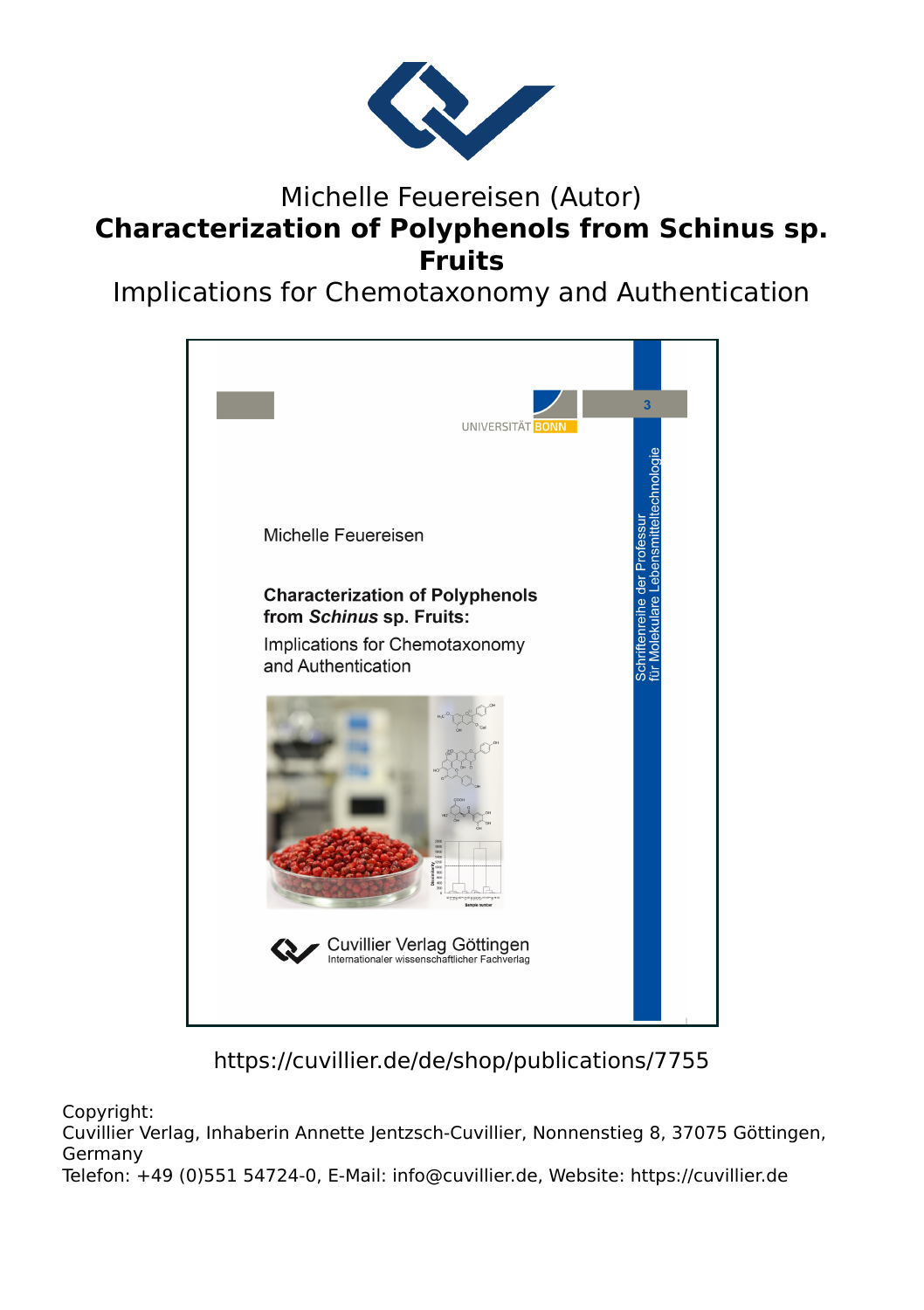Michelle Feuereisen (Autor)

# Characterization of Polyphenols from Schinus sp. Fruits

Implications for Chemotaxonomy and Authentication

UNIVERSITÄT BONN

3

Schriftenreihe der Professur für Molekulare Lebensmitteltechnologie

Michelle Feuereisen

**Characterization of Polyphenols from *Schinus* sp. Fruits:**

Implications for Chemotaxonomy and Authentication

Cuvillier Verlag Göttingen
Internationaler wissenschaftlicher Fachverlag

https://cuvillier.de/de/shop/publications/7755

Copyright:
Cuvillier Verlag, Inhaberin Annette Jentzsch-Cuvillier, Nonnenstieg 8, 37075 Göttingen, Germany
Telefon: +49 (0)551 54724-0, E-Mail: info@cuvillier.de, Website: https://cuvillier.de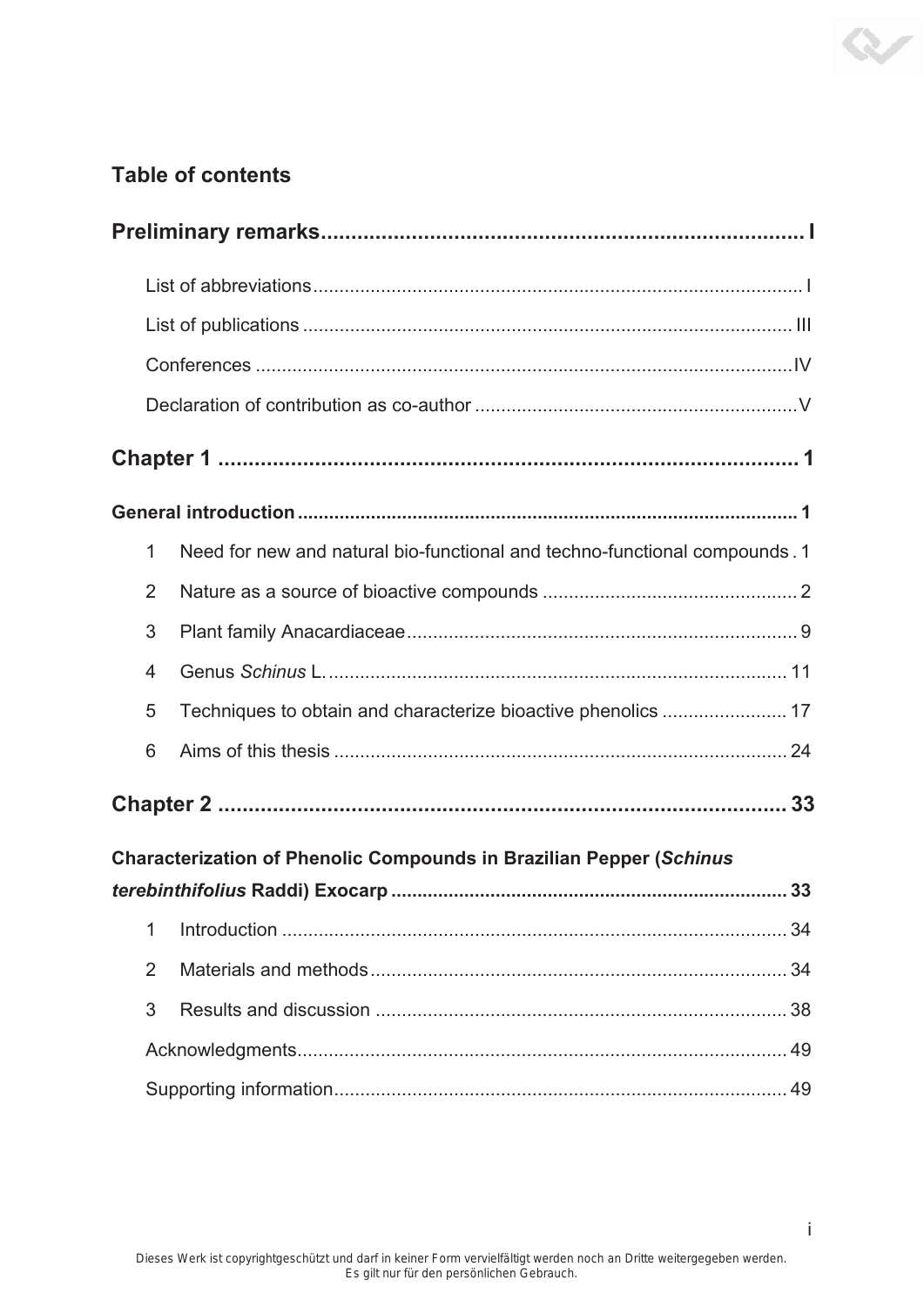# Table of contents

**Preliminary remarks ..... I**

List of abbreviations ..... I

List of publications ..... III

Conferences ..... IV

Declaration of contribution as co-author ..... V

**Chapter 1 ..... 1**

**General introduction ..... 1**

1 Need for new and natural bio-functional and techno-functional compounds . 1

2 Nature as a source of bioactive compounds ..... 2

3 Plant family Anacardiaceae ..... 9

4 Genus *Schinus* L. ..... 11

5 Techniques to obtain and characterize bioactive phenolics ..... 17

6 Aims of this thesis ..... 24

**Chapter 2 ..... 33**

**Characterization of Phenolic Compounds in Brazilian Pepper (*Schinus terebinthifolius* Raddi) Exocarp ..... 33**

1 Introduction ..... 34

2 Materials and methods ..... 34

3 Results and discussion ..... 38

Acknowledgments ..... 49

Supporting information ..... 49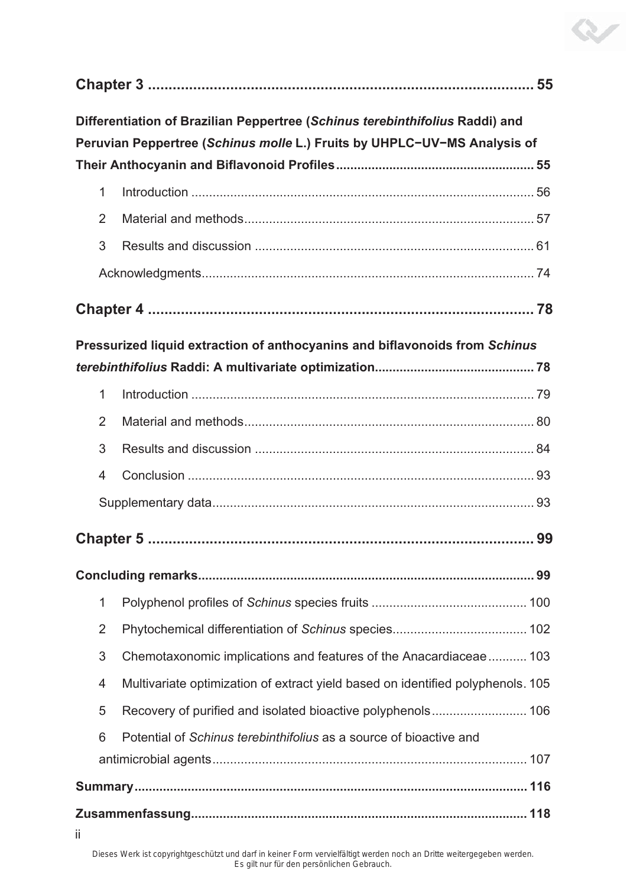**Chapter 3 .............................................................................................. 55**

**Differentiation of Brazilian Peppertree (*Schinus terebinthifolius* Raddi) and Peruvian Peppertree (*Schinus molle* L.) Fruits by UHPLC−UV−MS Analysis of Their Anthocyanin and Biflavonoid Profiles....................................................... 55**

1 Introduction ................................................................................................ 56

2 Material and methods................................................................................. 57

3 Results and discussion .............................................................................. 61

Acknowledgments............................................................................................ 74

**Chapter 4 .............................................................................................. 78**

**Pressurized liquid extraction of anthocyanins and biflavonoids from *Schinus terebinthifolius* Raddi: A multivariate optimization............................................ 78**

1 Introduction ................................................................................................ 79

2 Material and methods................................................................................. 80

3 Results and discussion .............................................................................. 84

4 Conclusion ................................................................................................. 93

Supplementary data.......................................................................................... 93

**Chapter 5 .............................................................................................. 99**

**Concluding remarks.............................................................................................. 99**

1 Polyphenol profiles of *Schinus* species fruits ........................................... 100

2 Phytochemical differentiation of *Schinus* species..................................... 102

3 Chemotaxonomic implications and features of the Anacardiaceae ........... 103

4 Multivariate optimization of extract yield based on identified polyphenols. 105

5 Recovery of purified and isolated bioactive polyphenols........................... 106

6 Potential of *Schinus terebinthifolius* as a source of bioactive and antimicrobial agents........................................................................................ 107

**Summary............................................................................................................ 116**

**Zusammenfassung............................................................................................. 118**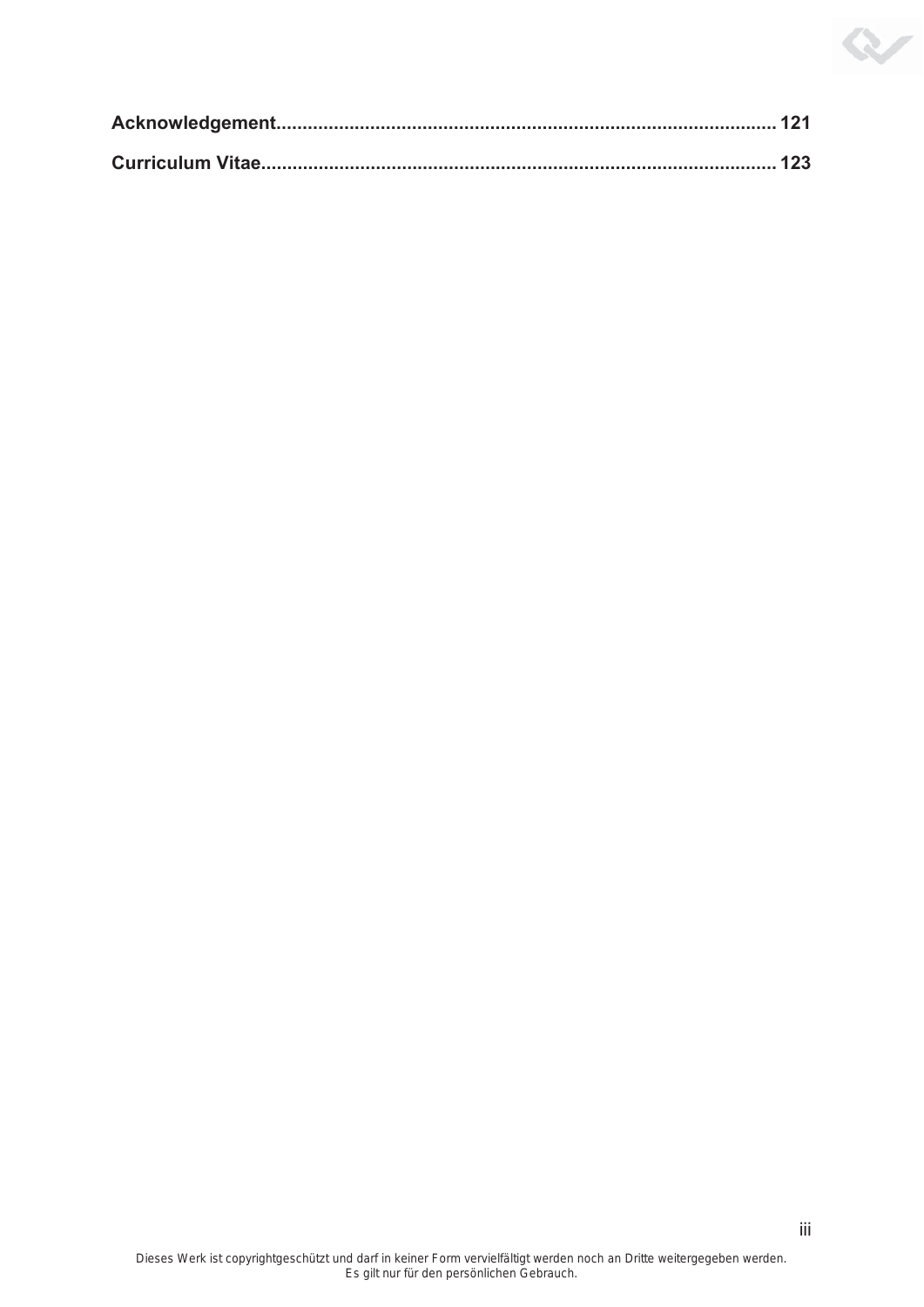**Acknowledgement.............................................................................................. 121**

**Curriculum Vitae................................................................................................ 123**